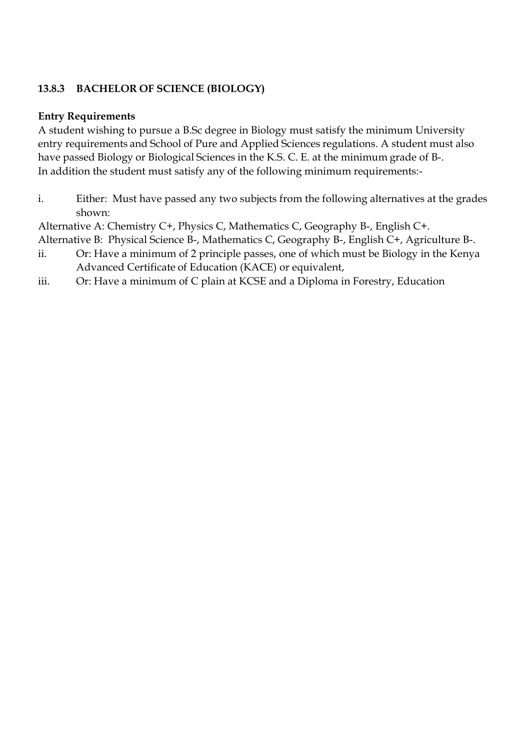### 13.8.3 BACHELOR OF SCIENCE (BIOLOGY)

**Entry Requirements**

A student wishing to pursue a B.Sc degree in Biology must satisfy the minimum University entry requirements and School of Pure and Applied Sciences regulations. A student must also have passed Biology or Biological Sciences in the K.S. C. E. at the minimum grade of B-.
In addition the student must satisfy any of the following minimum requirements:-

i. Either: Must have passed any two subjects from the following alternatives at the grades shown:

Alternative A: Chemistry C+, Physics C, Mathematics C, Geography B-, English C+.
Alternative B: Physical Science B-, Mathematics C, Geography B-, English C+, Agriculture B-.

ii. Or: Have a minimum of 2 principle passes, one of which must be Biology in the Kenya Advanced Certificate of Education (KACE) or equivalent,

iii. Or: Have a minimum of C plain at KCSE and a Diploma in Forestry, Education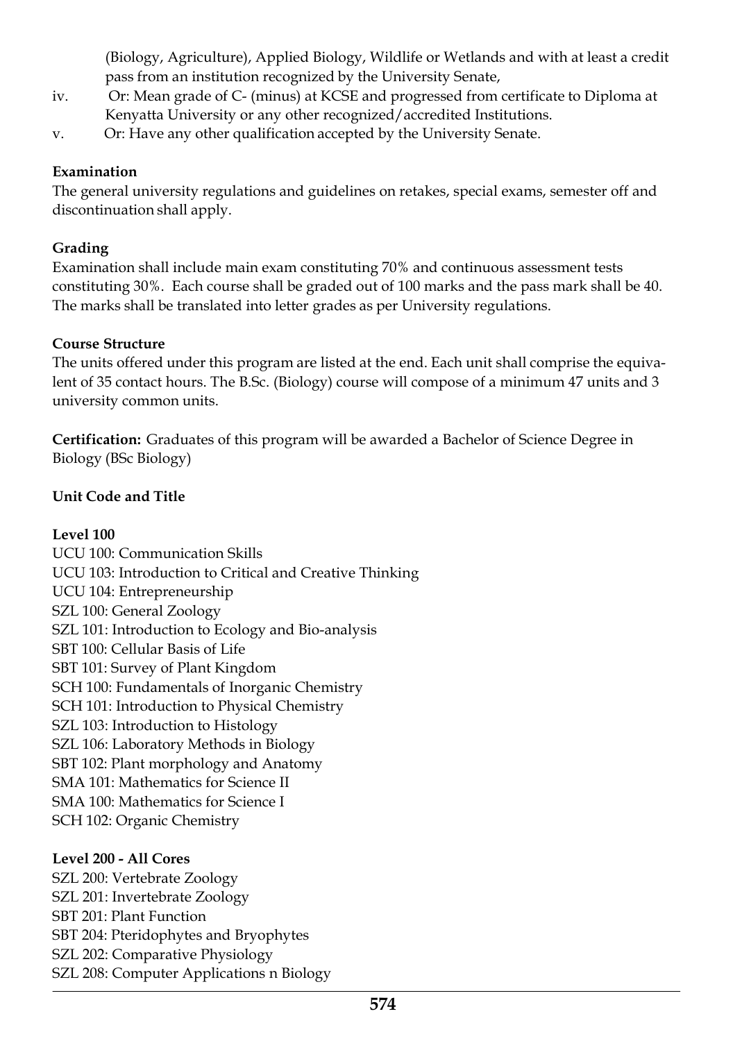(Biology, Agriculture), Applied Biology, Wildlife or Wetlands and with at least a credit pass from an institution recognized by the University Senate,

iv. Or: Mean grade of C- (minus) at KCSE and progressed from certificate to Diploma at Kenyatta University or any other recognized/accredited Institutions.

v. Or: Have any other qualification accepted by the University Senate.

**Examination**

The general university regulations and guidelines on retakes, special exams, semester off and discontinuation shall apply.

**Grading**

Examination shall include main exam constituting 70% and continuous assessment tests constituting 30%. Each course shall be graded out of 100 marks and the pass mark shall be 40. The marks shall be translated into letter grades as per University regulations.

**Course Structure**

The units offered under this program are listed at the end. Each unit shall comprise the equivalent of 35 contact hours. The B.Sc. (Biology) course will compose of a minimum 47 units and 3 university common units.

**Certification:** Graduates of this program will be awarded a Bachelor of Science Degree in Biology (BSc Biology)

**Unit Code and Title**

**Level 100**

UCU 100: Communication Skills
UCU 103: Introduction to Critical and Creative Thinking
UCU 104: Entrepreneurship
SZL 100: General Zoology
SZL 101: Introduction to Ecology and Bio-analysis
SBT 100: Cellular Basis of Life
SBT 101: Survey of Plant Kingdom
SCH 100: Fundamentals of Inorganic Chemistry
SCH 101: Introduction to Physical Chemistry
SZL 103: Introduction to Histology
SZL 106: Laboratory Methods in Biology
SBT 102: Plant morphology and Anatomy
SMA 101: Mathematics for Science II
SMA 100: Mathematics for Science I
SCH 102: Organic Chemistry

**Level 200 - All Cores**

SZL 200: Vertebrate Zoology
SZL 201: Invertebrate Zoology
SBT 201: Plant Function
SBT 204: Pteridophytes and Bryophytes
SZL 202: Comparative Physiology
SZL 208: Computer Applications n Biology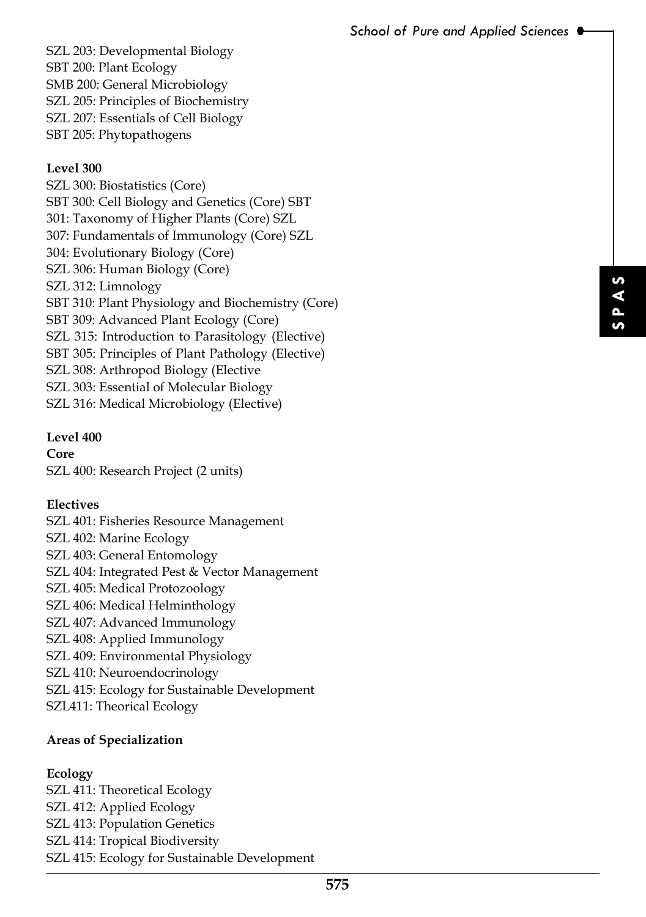SZL 203: Developmental Biology
SBT 200: Plant Ecology
SMB 200: General Microbiology
SZL 205: Principles of Biochemistry
SZL 207: Essentials of Cell Biology
SBT 205: Phytopathogens

**Level 300**

SZL 300: Biostatistics (Core)
SBT 300: Cell Biology and Genetics (Core) SBT
301: Taxonomy of Higher Plants (Core) SZL
307: Fundamentals of Immunology (Core) SZL
304: Evolutionary Biology (Core)
SZL 306: Human Biology (Core)
SZL 312: Limnology
SBT 310: Plant Physiology and Biochemistry (Core)
SBT 309: Advanced Plant Ecology (Core)
SZL 315: Introduction to Parasitology (Elective)
SBT 305: Principles of Plant Pathology (Elective)
SZL 308: Arthropod Biology (Elective
SZL 303: Essential of Molecular Biology
SZL 316: Medical Microbiology (Elective)

**Level 400**

**Core**

SZL 400: Research Project (2 units)

**Electives**

SZL 401: Fisheries Resource Management
SZL 402: Marine Ecology
SZL 403: General Entomology
SZL 404: Integrated Pest & Vector Management
SZL 405: Medical Protozoology
SZL 406: Medical Helminthology
SZL 407: Advanced Immunology
SZL 408: Applied Immunology
SZL 409: Environmental Physiology
SZL 410: Neuroendocrinology
SZL 415: Ecology for Sustainable Development
SZL411: Theorical Ecology

**Areas of Specialization**

**Ecology**

SZL 411: Theoretical Ecology
SZL 412: Applied Ecology
SZL 413: Population Genetics
SZL 414: Tropical Biodiversity
SZL 415: Ecology for Sustainable Development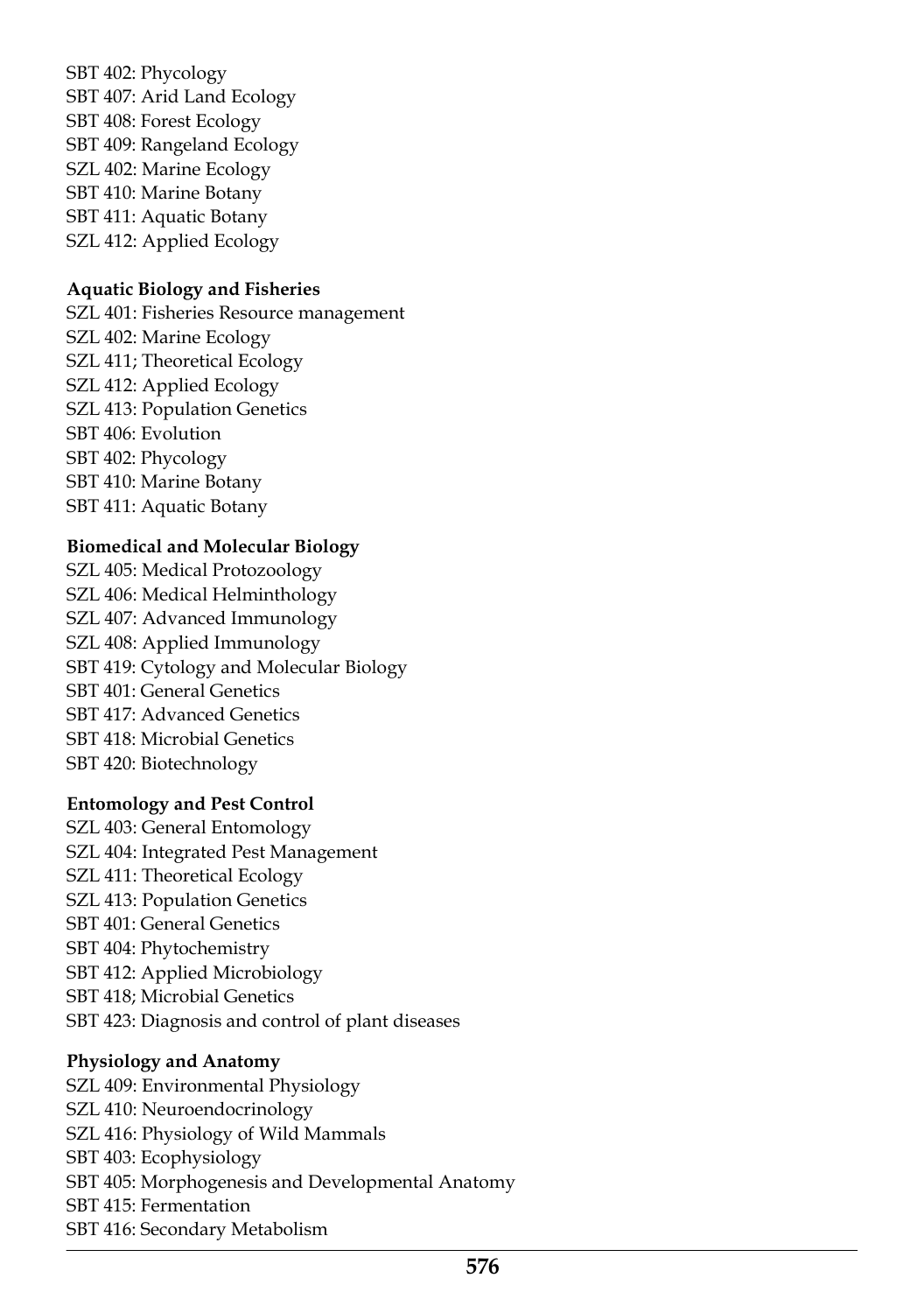SBT 402: Phycology
SBT 407: Arid Land Ecology
SBT 408: Forest Ecology
SBT 409: Rangeland Ecology
SZL 402: Marine Ecology
SBT 410: Marine Botany
SBT 411: Aquatic Botany
SZL 412: Applied Ecology

**Aquatic Biology and Fisheries**

SZL 401: Fisheries Resource management
SZL 402: Marine Ecology
SZL 411; Theoretical Ecology
SZL 412: Applied Ecology
SZL 413: Population Genetics
SBT 406: Evolution
SBT 402: Phycology
SBT 410: Marine Botany
SBT 411: Aquatic Botany

**Biomedical and Molecular Biology**

SZL 405: Medical Protozoology
SZL 406: Medical Helminthology
SZL 407: Advanced Immunology
SZL 408: Applied Immunology
SBT 419: Cytology and Molecular Biology
SBT 401: General Genetics
SBT 417: Advanced Genetics
SBT 418: Microbial Genetics
SBT 420: Biotechnology

**Entomology and Pest Control**

SZL 403: General Entomology
SZL 404: Integrated Pest Management
SZL 411: Theoretical Ecology
SZL 413: Population Genetics
SBT 401: General Genetics
SBT 404: Phytochemistry
SBT 412: Applied Microbiology
SBT 418; Microbial Genetics
SBT 423: Diagnosis and control of plant diseases

**Physiology and Anatomy**

SZL 409: Environmental Physiology
SZL 410: Neuroendocrinology
SZL 416: Physiology of Wild Mammals
SBT 403: Ecophysiology
SBT 405: Morphogenesis and Developmental Anatomy
SBT 415: Fermentation
SBT 416: Secondary Metabolism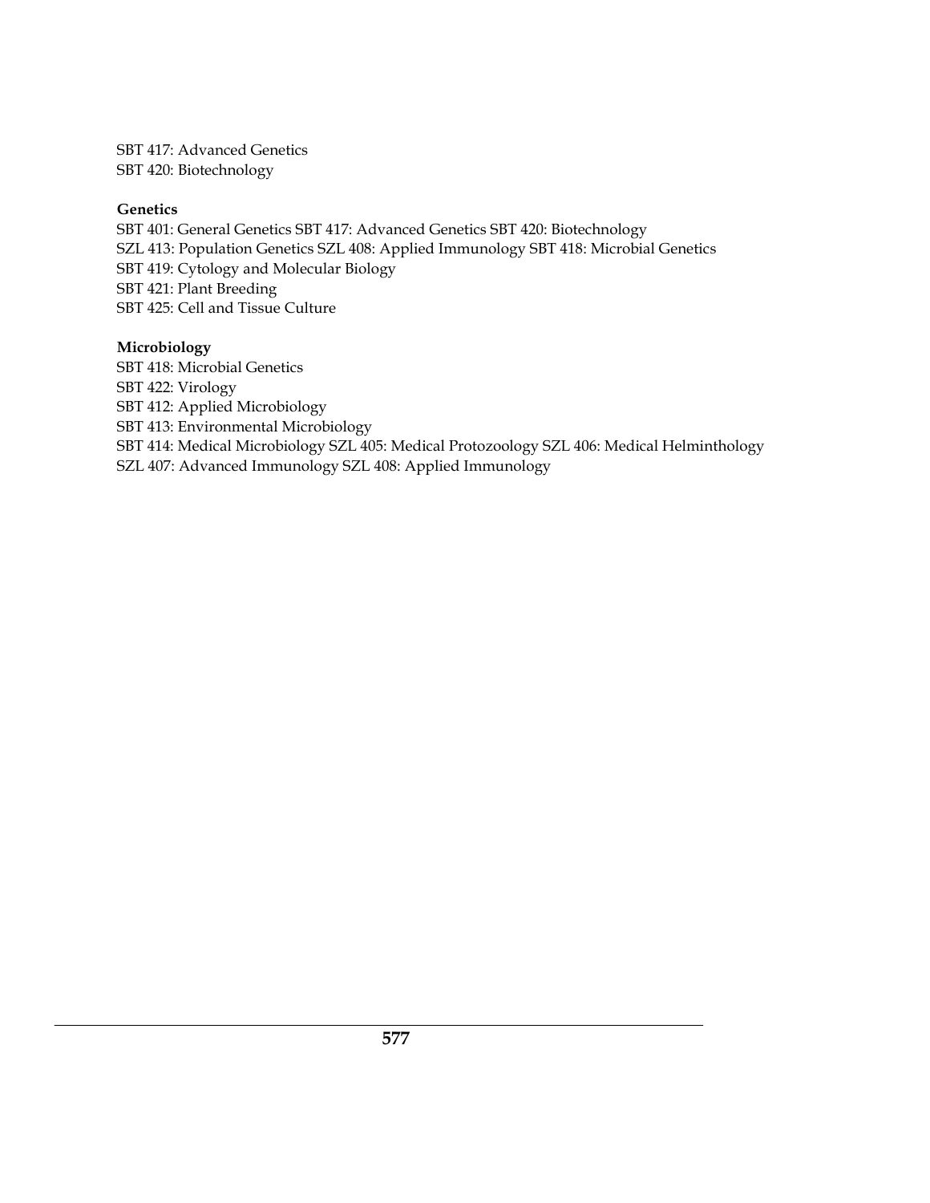SBT 417: Advanced Genetics
SBT 420: Biotechnology

**Genetics**

SBT 401: General Genetics SBT 417: Advanced Genetics SBT 420: Biotechnology
SZL 413: Population Genetics SZL 408: Applied Immunology SBT 418: Microbial Genetics
SBT 419: Cytology and Molecular Biology
SBT 421: Plant Breeding
SBT 425: Cell and Tissue Culture

**Microbiology**

SBT 418: Microbial Genetics
SBT 422: Virology
SBT 412: Applied Microbiology
SBT 413: Environmental Microbiology
SBT 414: Medical Microbiology SZL 405: Medical Protozoology SZL 406: Medical Helminthology
SZL 407: Advanced Immunology SZL 408: Applied Immunology